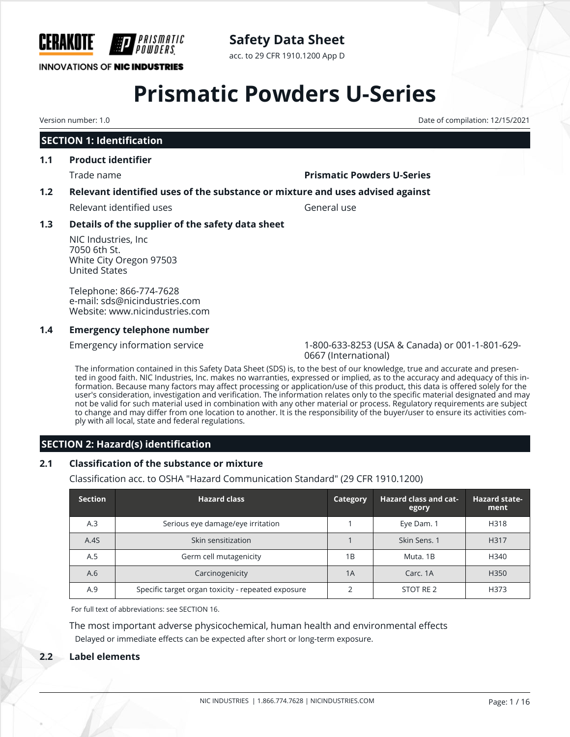CERAKOTE PRISMATIC POWDERS

INNOVATIONS OF NIC INDUSTRIES

**Safety Data Sheet**

acc. to 29 CFR 1910.1200 App D

# Prismatic Powders U-Series

Version number: 1.0

Date of compilation: 12/15/2021

## SECTION 1: Identification

### 1.1 Product identifier

Trade name **Prismatic Powders U-Series**

### 1.2 Relevant identified uses of the substance or mixture and uses advised against

Relevant identified uses General use

### 1.3 Details of the supplier of the safety data sheet

NIC Industries, Inc
7050 6th St.
White City Oregon 97503
United States

Telephone: 866-774-7628
e-mail: sds@nicindustries.com
Website: www.nicindustries.com

### 1.4 Emergency telephone number

Emergency information service 1-800-633-8253 (USA & Canada) or 001-1-801-629-0667 (International)

The information contained in this Safety Data Sheet (SDS) is, to the best of our knowledge, true and accurate and presented in good faith. NIC Industries, Inc. makes no warranties, expressed or implied, as to the accuracy and adequacy of this information. Because many factors may affect processing or application/use of this product, this data is offered solely for the user's consideration, investigation and verification. The information relates only to the specific material designated and may not be valid for such material used in combination with any other material or process. Regulatory requirements are subject to change and may differ from one location to another. It is the responsibility of the buyer/user to ensure its activities comply with all local, state and federal regulations.

## SECTION 2: Hazard(s) identification

### 2.1 Classification of the substance or mixture

Classification acc. to OSHA "Hazard Communication Standard" (29 CFR 1910.1200)

| Section | Hazard class | Category | Hazard class and category | Hazard statement |
|---|---|---|---|---|
| A.3 | Serious eye damage/eye irritation | 1 | Eye Dam. 1 | H318 |
| A.4S | Skin sensitization | 1 | Skin Sens. 1 | H317 |
| A.5 | Germ cell mutagenicity | 1B | Muta. 1B | H340 |
| A.6 | Carcinogenicity | 1A | Carc. 1A | H350 |
| A.9 | Specific target organ toxicity - repeated exposure | 2 | STOT RE 2 | H373 |

For full text of abbreviations: see SECTION 16.

The most important adverse physicochemical, human health and environmental effects

Delayed or immediate effects can be expected after short or long-term exposure.

### 2.2 Label elements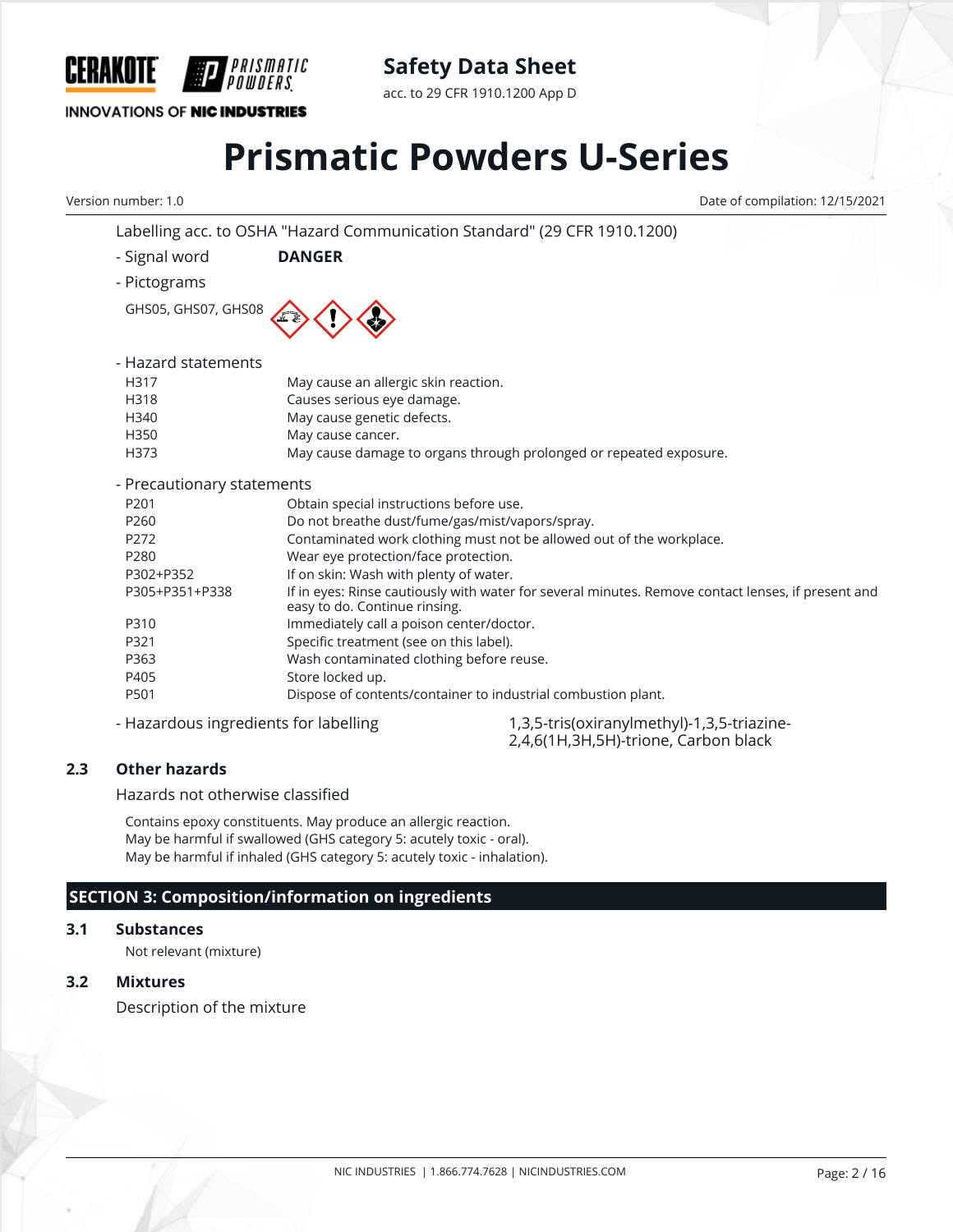Labelling acc. to OSHA "Hazard Communication Standard" (29 CFR 1910.1200)

- Signal word **DANGER**

- Pictograms

GHS05, GHS07, GHS08

- Hazard statements

| | |
|---|---|
| H317 | May cause an allergic skin reaction. |
| H318 | Causes serious eye damage. |
| H340 | May cause genetic defects. |
| H350 | May cause cancer. |
| H373 | May cause damage to organs through prolonged or repeated exposure. |

- Precautionary statements

| | |
|---|---|
| P201 | Obtain special instructions before use. |
| P260 | Do not breathe dust/fume/gas/mist/vapors/spray. |
| P272 | Contaminated work clothing must not be allowed out of the workplace. |
| P280 | Wear eye protection/face protection. |
| P302+P352 | If on skin: Wash with plenty of water. |
| P305+P351+P338 | If in eyes: Rinse cautiously with water for several minutes. Remove contact lenses, if present and easy to do. Continue rinsing. |
| P310 | Immediately call a poison center/doctor. |
| P321 | Specific treatment (see on this label). |
| P363 | Wash contaminated clothing before reuse. |
| P405 | Store locked up. |
| P501 | Dispose of contents/container to industrial combustion plant. |

- Hazardous ingredients for labelling: 1,3,5-tris(oxiranylmethyl)-1,3,5-triazine-2,4,6(1H,3H,5H)-trione, Carbon black

### 2.3 Other hazards

Hazards not otherwise classified

Contains epoxy constituents. May produce an allergic reaction.
May be harmful if swallowed (GHS category 5: acutely toxic - oral).
May be harmful if inhaled (GHS category 5: acutely toxic - inhalation).

## SECTION 3: Composition/information on ingredients

### 3.1 Substances

Not relevant (mixture)

### 3.2 Mixtures

Description of the mixture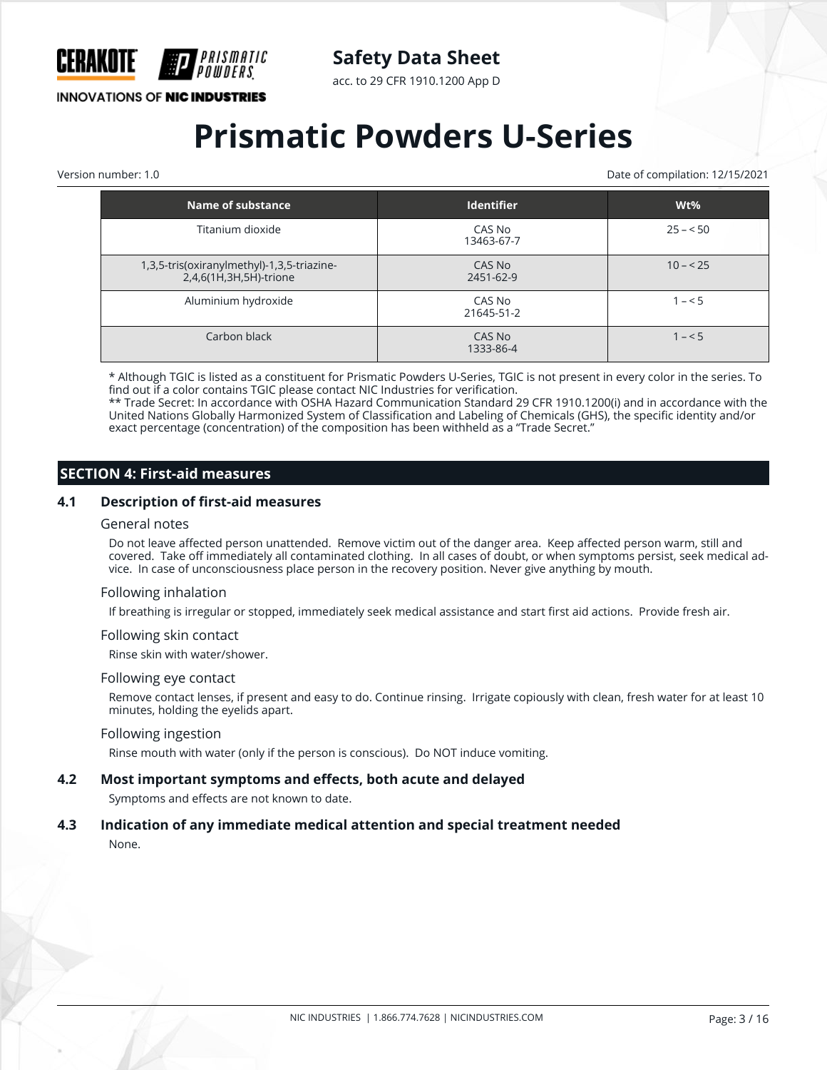| Name of substance | Identifier | Wt% |
| --- | --- | --- |
| Titanium dioxide | CAS No 13463-67-7 | 25 – < 50 |
| 1,3,5-tris(oxiranylmethyl)-1,3,5-triazine-2,4,6(1H,3H,5H)-trione | CAS No 2451-62-9 | 10 – < 25 |
| Aluminium hydroxide | CAS No 21645-51-2 | 1 – < 5 |
| Carbon black | CAS No 1333-86-4 | 1 – < 5 |

* Although TGIC is listed as a constituent for Prismatic Powders U-Series, TGIC is not present in every color in the series. To find out if a color contains TGIC please contact NIC Industries for verification.
** Trade Secret: In accordance with OSHA Hazard Communication Standard 29 CFR 1910.1200(i) and in accordance with the United Nations Globally Harmonized System of Classification and Labeling of Chemicals (GHS), the specific identity and/or exact percentage (concentration) of the composition has been withheld as a "Trade Secret."

## SECTION 4: First-aid measures

### 4.1 Description of first-aid measures

**General notes**

Do not leave affected person unattended. Remove victim out of the danger area. Keep affected person warm, still and covered. Take off immediately all contaminated clothing. In all cases of doubt, or when symptoms persist, seek medical advice. In case of unconsciousness place person in the recovery position. Never give anything by mouth.

**Following inhalation**

If breathing is irregular or stopped, immediately seek medical assistance and start first aid actions. Provide fresh air.

**Following skin contact**

Rinse skin with water/shower.

**Following eye contact**

Remove contact lenses, if present and easy to do. Continue rinsing. Irrigate copiously with clean, fresh water for at least 10 minutes, holding the eyelids apart.

**Following ingestion**

Rinse mouth with water (only if the person is conscious). Do NOT induce vomiting.

### 4.2 Most important symptoms and effects, both acute and delayed

Symptoms and effects are not known to date.

### 4.3 Indication of any immediate medical attention and special treatment needed

None.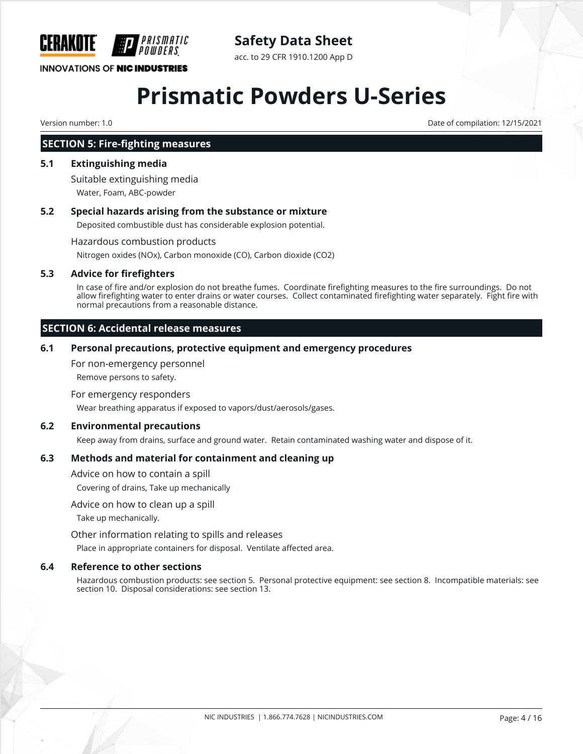## SECTION 5: Fire-fighting measures

### 5.1 Extinguishing media

Suitable extinguishing media

Water, Foam, ABC-powder

### 5.2 Special hazards arising from the substance or mixture

Deposited combustible dust has considerable explosion potential.

Hazardous combustion products

Nitrogen oxides (NOx), Carbon monoxide (CO), Carbon dioxide ($CO_2$)

### 5.3 Advice for firefighters

In case of fire and/or explosion do not breathe fumes. Coordinate firefighting measures to the fire surroundings. Do not allow firefighting water to enter drains or water courses. Collect contaminated firefighting water separately. Fight fire with normal precautions from a reasonable distance.

## SECTION 6: Accidental release measures

### 6.1 Personal precautions, protective equipment and emergency procedures

For non-emergency personnel

Remove persons to safety.

For emergency responders

Wear breathing apparatus if exposed to vapors/dust/aerosols/gases.

### 6.2 Environmental precautions

Keep away from drains, surface and ground water. Retain contaminated washing water and dispose of it.

### 6.3 Methods and material for containment and cleaning up

Advice on how to contain a spill

Covering of drains, Take up mechanically

Advice on how to clean up a spill

Take up mechanically.

Other information relating to spills and releases

Place in appropriate containers for disposal. Ventilate affected area.

### 6.4 Reference to other sections

Hazardous combustion products: see section 5. Personal protective equipment: see section 8. Incompatible materials: see section 10. Disposal considerations: see section 13.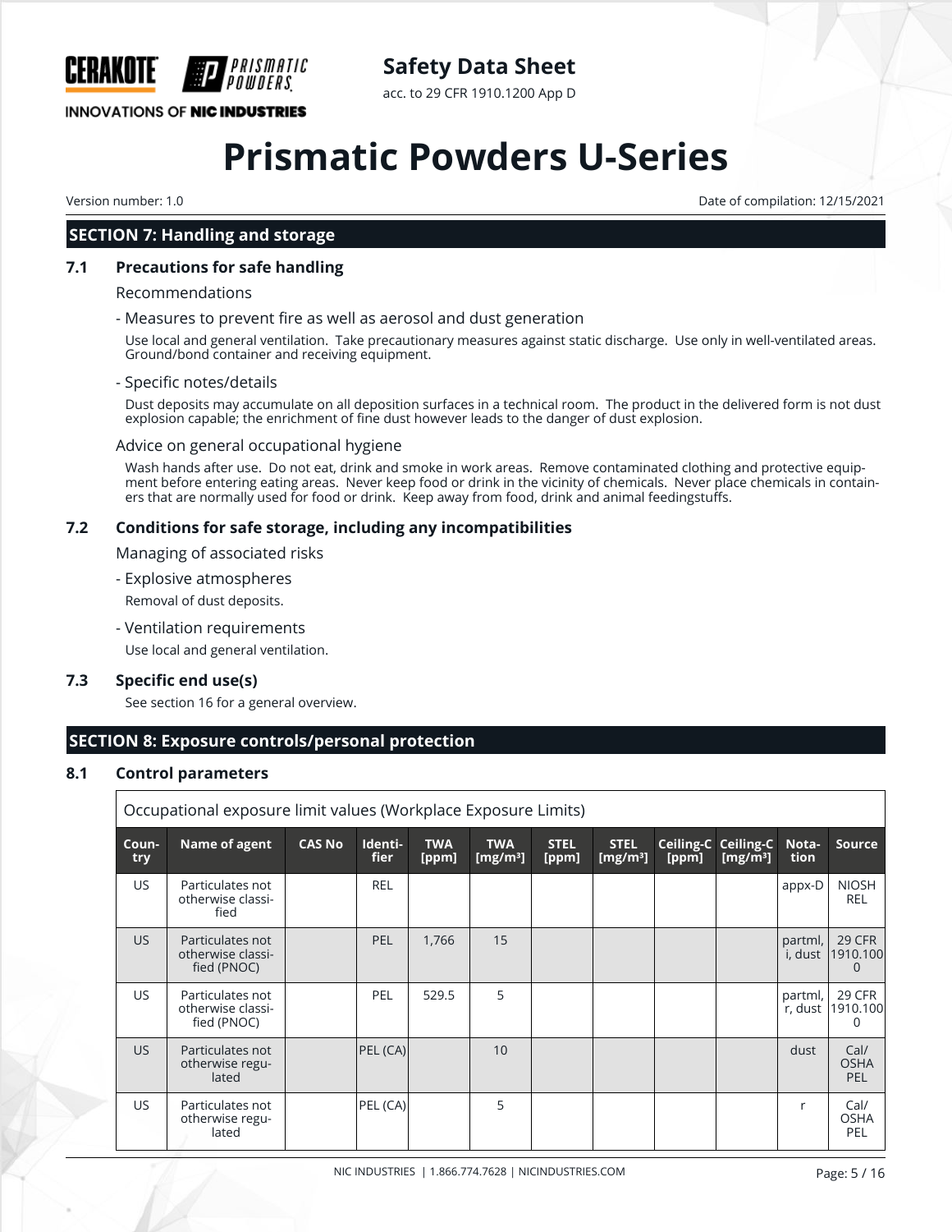## SECTION 7: Handling and storage

### 7.1 Precautions for safe handling

Recommendations

- Measures to prevent fire as well as aerosol and dust generation

Use local and general ventilation. Take precautionary measures against static discharge. Use only in well-ventilated areas. Ground/bond container and receiving equipment.

- Specific notes/details

Dust deposits may accumulate on all deposition surfaces in a technical room. The product in the delivered form is not dust explosion capable; the enrichment of fine dust however leads to the danger of dust explosion.

Advice on general occupational hygiene

Wash hands after use. Do not eat, drink and smoke in work areas. Remove contaminated clothing and protective equipment before entering eating areas. Never keep food or drink in the vicinity of chemicals. Never place chemicals in containers that are normally used for food or drink. Keep away from food, drink and animal feedingstuffs.

### 7.2 Conditions for safe storage, including any incompatibilities

Managing of associated risks

- Explosive atmospheres

Removal of dust deposits.

- Ventilation requirements

Use local and general ventilation.

### 7.3 Specific end use(s)

See section 16 for a general overview.

## SECTION 8: Exposure controls/personal protection

### 8.1 Control parameters

Occupational exposure limit values (Workplace Exposure Limits)

| Country | Name of agent | CAS No | Identifier | TWA [ppm] | TWA [mg/m³] | STEL [ppm] | STEL [mg/m³] | Ceiling-C [ppm] | Ceiling-C [mg/m³] | Notation | Source |
|---|---|---|---|---|---|---|---|---|---|---|---|
| US | Particulates not otherwise classified | | REL | | | | | | | appx-D | NIOSH REL |
| US | Particulates not otherwise classified (PNOC) | | PEL | 1,766 | 15 | | | | | partml, i, dust | 29 CFR 1910.1000 |
| US | Particulates not otherwise classified (PNOC) | | PEL | 529.5 | 5 | | | | | partml, r, dust | 29 CFR 1910.1000 |
| US | Particulates not otherwise regulated | | PEL (CA) | | 10 | | | | | dust | Cal/ OSHA PEL |
| US | Particulates not otherwise regulated | | PEL (CA) | | 5 | | | | | r | Cal/ OSHA PEL |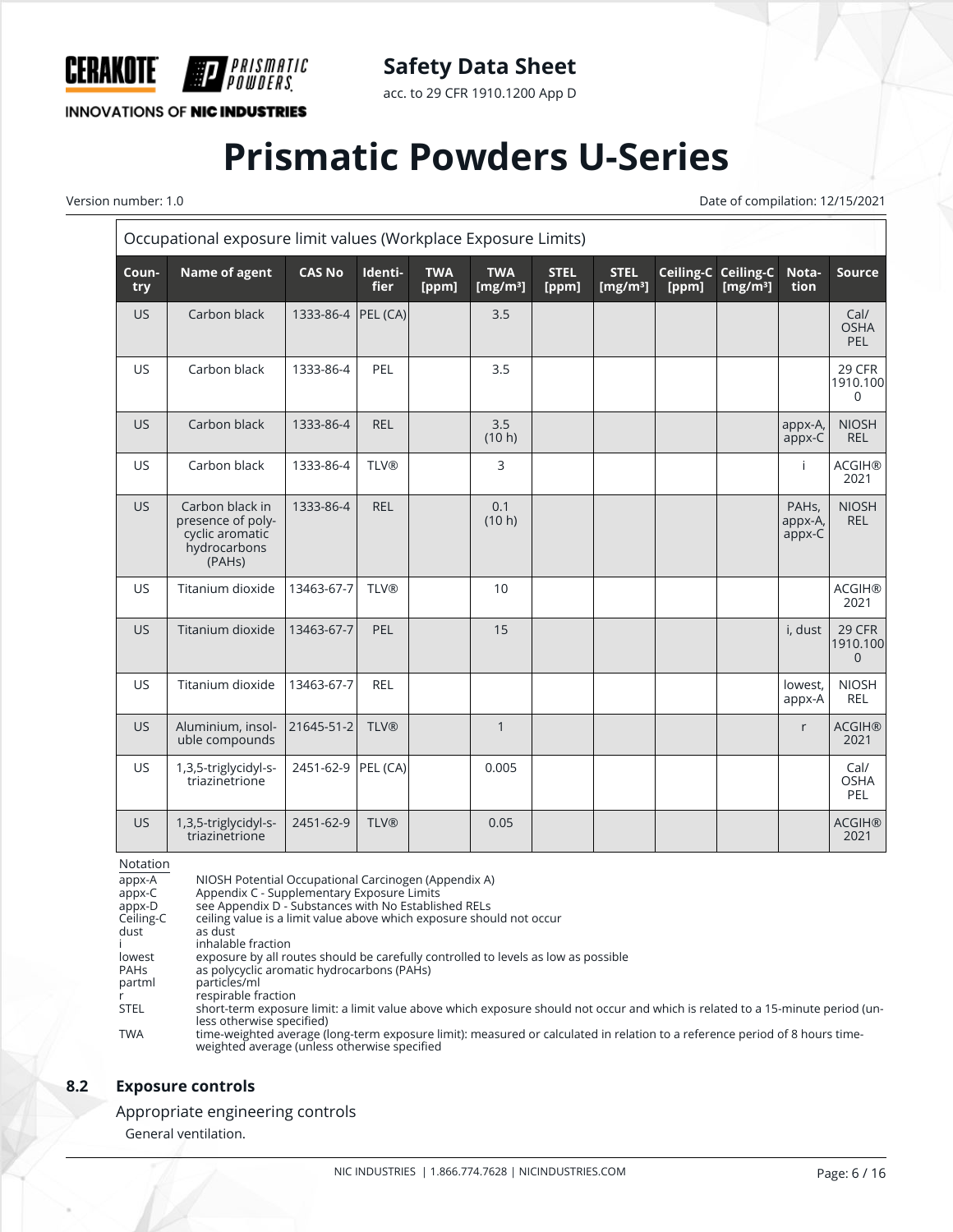| Occupational exposure limit values (Workplace Exposure Limits) | | | | | | | | | | | |
|---|---|---|---|---|---|---|---|---|---|---|---|
| Country | Name of agent | CAS No | Identifier | TWA [ppm] | TWA [mg/m³] | STEL [ppm] | STEL [mg/m³] | Ceiling-C [ppm] | Ceiling-C [mg/m³] | Notation | Source |
| US | Carbon black | 1333-86-4 | PEL (CA) | | 3.5 | | | | | | Cal/ OSHA PEL |
| US | Carbon black | 1333-86-4 | PEL | | 3.5 | | | | | | 29 CFR 1910.1000 |
| US | Carbon black | 1333-86-4 | REL | | 3.5 (10 h) | | | | | appx-A, appx-C | NIOSH REL |
| US | Carbon black | 1333-86-4 | TLV® | | 3 | | | | | i | ACGIH® 2021 |
| US | Carbon black in presence of polycyclic aromatic hydrocarbons (PAHs) | 1333-86-4 | REL | | 0.1 (10 h) | | | | | PAHs, appx-A, appx-C | NIOSH REL |
| US | Titanium dioxide | 13463-67-7 | TLV® | | 10 | | | | | | ACGIH® 2021 |
| US | Titanium dioxide | 13463-67-7 | PEL | | 15 | | | | | i, dust | 29 CFR 1910.1000 |
| US | Titanium dioxide | 13463-67-7 | REL | | | | | | | lowest, appx-A | NIOSH REL |
| US | Aluminium, insoluble compounds | 21645-51-2 | TLV® | | 1 | | | | | r | ACGIH® 2021 |
| US | 1,3,5-triglycidyl-s-triazinetrione | 2451-62-9 | PEL (CA) | | 0.005 | | | | | | Cal/ OSHA PEL |
| US | 1,3,5-triglycidyl-s-triazinetrione | 2451-62-9 | TLV® | | 0.05 | | | | | | ACGIH® 2021 |

Notation

| | |
|---|---|
| appx-A | NIOSH Potential Occupational Carcinogen (Appendix A) |
| appx-C | Appendix C - Supplementary Exposure Limits |
| appx-D | see Appendix D - Substances with No Established RELs |
| Ceiling-C | ceiling value is a limit value above which exposure should not occur |
| dust | as dust |
| i | inhalable fraction |
| lowest | exposure by all routes should be carefully controlled to levels as low as possible |
| PAHs | as polycyclic aromatic hydrocarbons (PAHs) |
| partml | particles/ml |
| r | respirable fraction |
| STEL | short-term exposure limit: a limit value above which exposure should not occur and which is related to a 15-minute period (unless otherwise specified) |
| TWA | time-weighted average (long-term exposure limit): measured or calculated in relation to a reference period of 8 hours time-weighted average (unless otherwise specified |

## 8.2 Exposure controls

Appropriate engineering controls

General ventilation.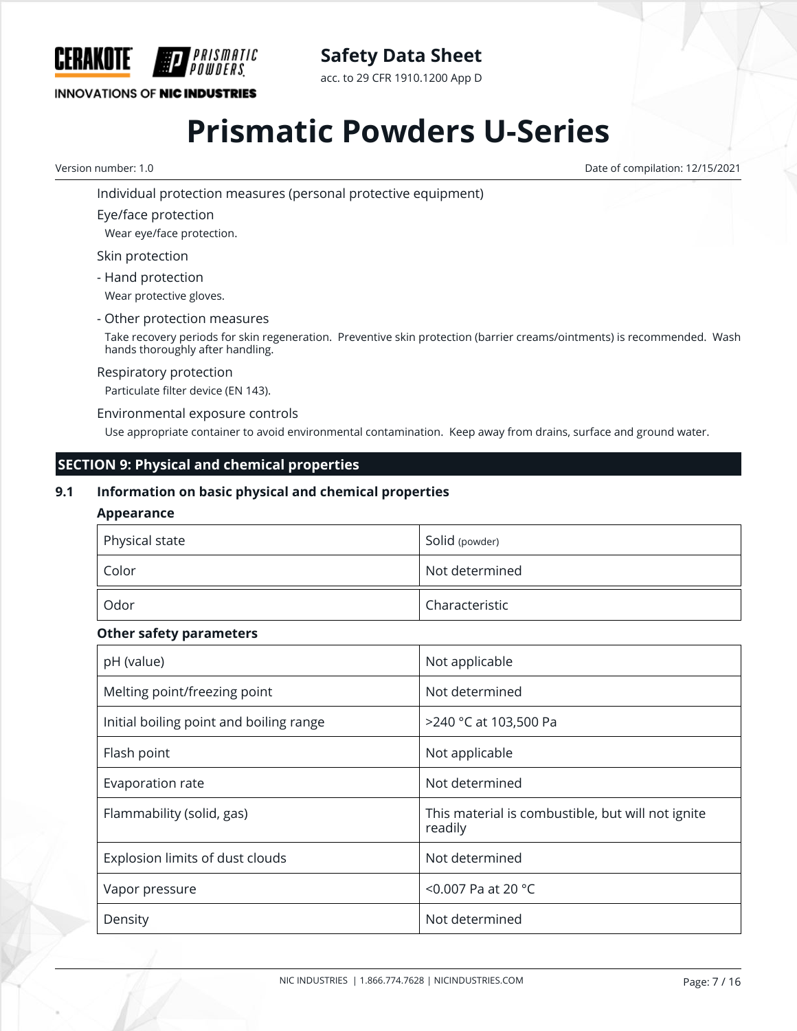Individual protection measures (personal protective equipment)

Eye/face protection

Wear eye/face protection.

Skin protection

- Hand protection

Wear protective gloves.

- Other protection measures

Take recovery periods for skin regeneration. Preventive skin protection (barrier creams/ointments) is recommended. Wash hands thoroughly after handling.

Respiratory protection

Particulate filter device (EN 143).

Environmental exposure controls

Use appropriate container to avoid environmental contamination. Keep away from drains, surface and ground water.

## SECTION 9: Physical and chemical properties

### 9.1 Information on basic physical and chemical properties

**Appearance**

| Physical state | Solid (powder) |
|---|---|
| Color | Not determined |
| Odor | Characteristic |

**Other safety parameters**

| pH (value) | Not applicable |
|---|---|
| Melting point/freezing point | Not determined |
| Initial boiling point and boiling range | >240 °C at 103,500 Pa |
| Flash point | Not applicable |
| Evaporation rate | Not determined |
| Flammability (solid, gas) | This material is combustible, but will not ignite readily |
| Explosion limits of dust clouds | Not determined |
| Vapor pressure | <0.007 Pa at 20 °C |
| Density | Not determined |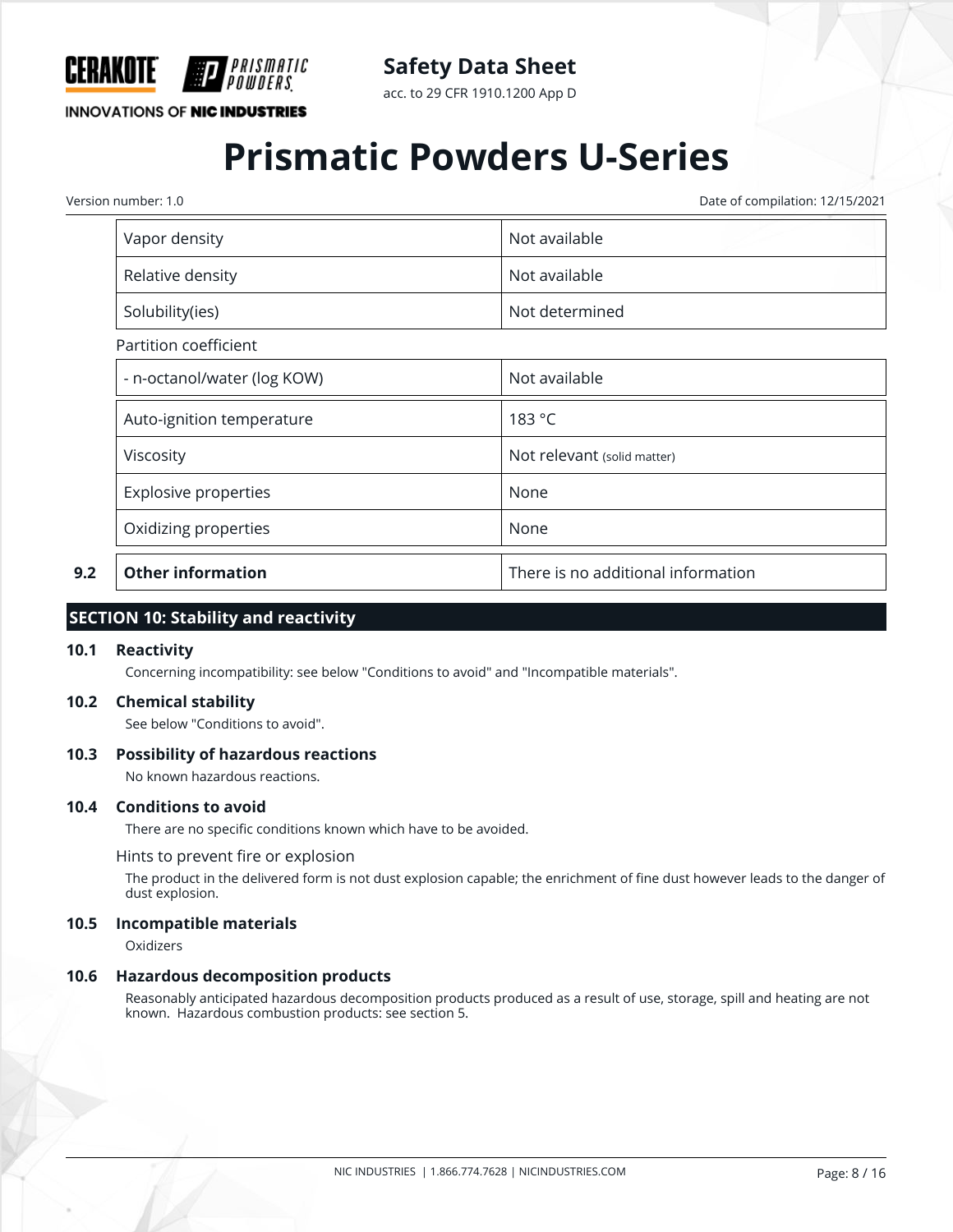| Vapor density | Not available |
| --- | --- |
| Relative density | Not available |
| Solubility(ies) | Not determined |

Partition coefficient

| - n-octanol/water (log KOW) | Not available |
| --- | --- |
| Auto-ignition temperature | 183 °C |
| Viscosity | Not relevant (solid matter) |
| Explosive properties | None |
| Oxidizing properties | None |

| 9.2 | **Other information** | There is no additional information |
| --- | --- | --- |

## SECTION 10: Stability and reactivity

### 10.1 Reactivity

Concerning incompatibility: see below "Conditions to avoid" and "Incompatible materials".

### 10.2 Chemical stability

See below "Conditions to avoid".

### 10.3 Possibility of hazardous reactions

No known hazardous reactions.

### 10.4 Conditions to avoid

There are no specific conditions known which have to be avoided.

Hints to prevent fire or explosion

The product in the delivered form is not dust explosion capable; the enrichment of fine dust however leads to the danger of dust explosion.

### 10.5 Incompatible materials

Oxidizers

### 10.6 Hazardous decomposition products

Reasonably anticipated hazardous decomposition products produced as a result of use, storage, spill and heating are not known. Hazardous combustion products: see section 5.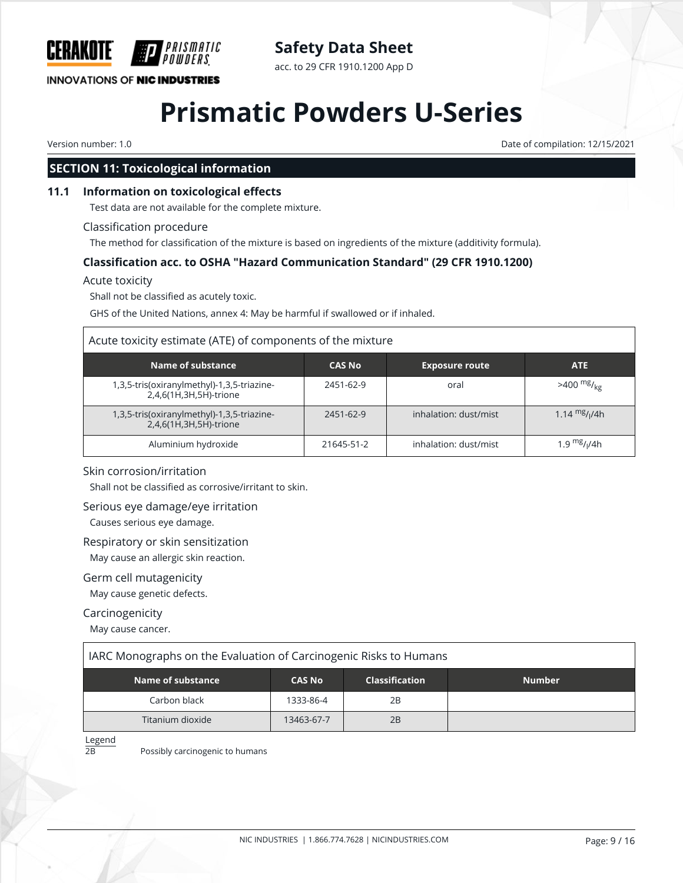## SECTION 11: Toxicological information

### 11.1 Information on toxicological effects

Test data are not available for the complete mixture.

Classification procedure

The method for classification of the mixture is based on ingredients of the mixture (additivity formula).

**Classification acc. to OSHA "Hazard Communication Standard" (29 CFR 1910.1200)**

Acute toxicity

Shall not be classified as acutely toxic.

GHS of the United Nations, annex 4: May be harmful if swallowed or if inhaled.

Acute toxicity estimate (ATE) of components of the mixture

| Name of substance | CAS No | Exposure route | ATE |
|---|---|---|---|
| 1,3,5-tris(oxiranylmethyl)-1,3,5-triazine-2,4,6(1H,3H,5H)-trione | 2451-62-9 | oral | >400 $^{mg}/_{kg}$ |
| 1,3,5-tris(oxiranylmethyl)-1,3,5-triazine-2,4,6(1H,3H,5H)-trione | 2451-62-9 | inhalation: dust/mist | 1.14 $^{mg}/_{l}$/4h |
| Aluminium hydroxide | 21645-51-2 | inhalation: dust/mist | 1.9 $^{mg}/_{l}$/4h |

Skin corrosion/irritation

Shall not be classified as corrosive/irritant to skin.

Serious eye damage/eye irritation

Causes serious eye damage.

Respiratory or skin sensitization

May cause an allergic skin reaction.

Germ cell mutagenicity

May cause genetic defects.

Carcinogenicity

May cause cancer.

IARC Monographs on the Evaluation of Carcinogenic Risks to Humans

| Name of substance | CAS No | Classification | Number |
|---|---|---|---|
| Carbon black | 1333-86-4 | 2B | |
| Titanium dioxide | 13463-67-7 | 2B | |

Legend

2B Possibly carcinogenic to humans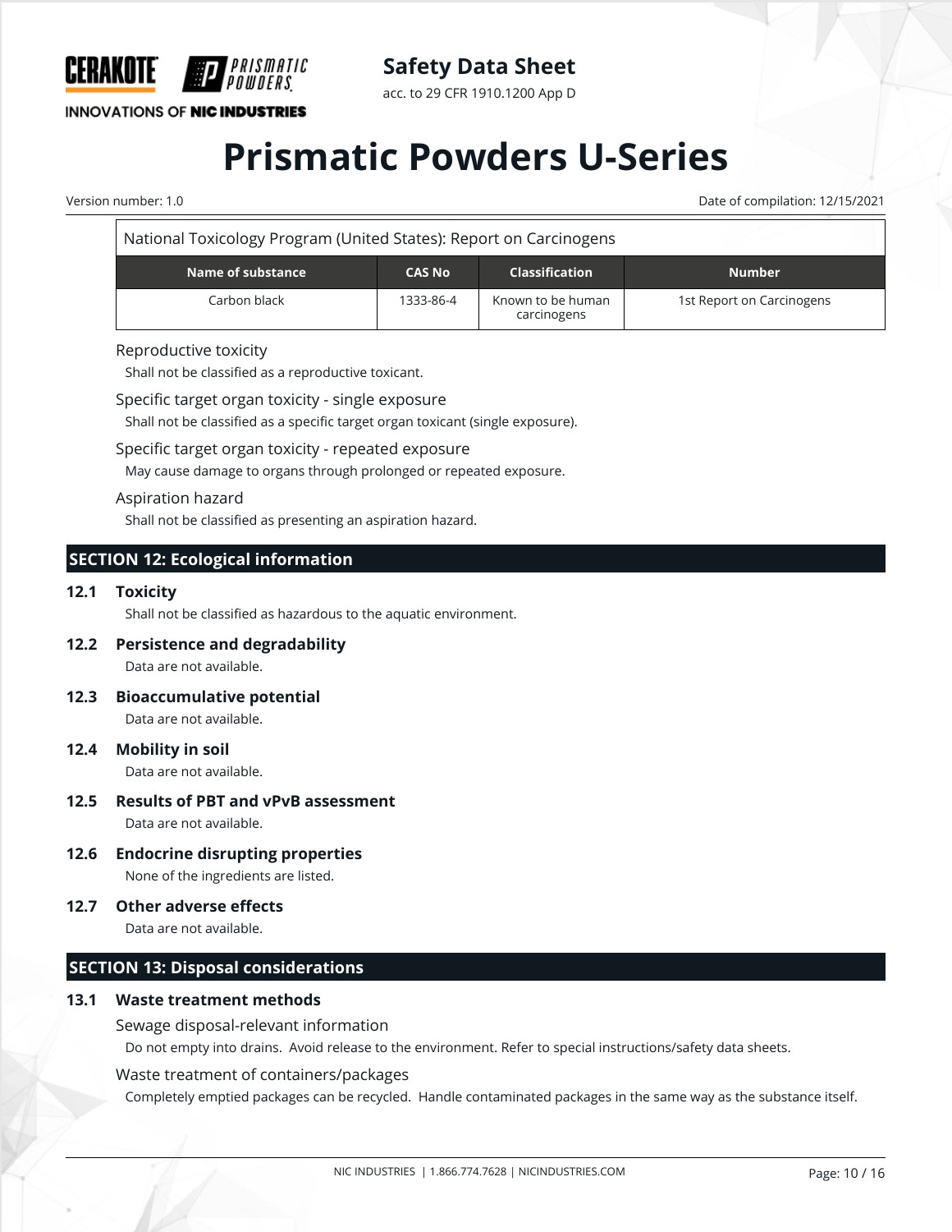National Toxicology Program (United States): Report on Carcinogens

| Name of substance | CAS No | Classification | Number |
| --- | --- | --- | --- |
| Carbon black | 1333-86-4 | Known to be human carcinogens | 1st Report on Carcinogens |

Reproductive toxicity

Shall not be classified as a reproductive toxicant.

Specific target organ toxicity - single exposure

Shall not be classified as a specific target organ toxicant (single exposure).

Specific target organ toxicity - repeated exposure

May cause damage to organs through prolonged or repeated exposure.

Aspiration hazard

Shall not be classified as presenting an aspiration hazard.

## SECTION 12: Ecological information

### 12.1 Toxicity

Shall not be classified as hazardous to the aquatic environment.

### 12.2 Persistence and degradability

Data are not available.

### 12.3 Bioaccumulative potential

Data are not available.

### 12.4 Mobility in soil

Data are not available.

### 12.5 Results of PBT and vPvB assessment

Data are not available.

### 12.6 Endocrine disrupting properties

None of the ingredients are listed.

### 12.7 Other adverse effects

Data are not available.

## SECTION 13: Disposal considerations

### 13.1 Waste treatment methods

Sewage disposal-relevant information

Do not empty into drains. Avoid release to the environment. Refer to special instructions/safety data sheets.

Waste treatment of containers/packages

Completely emptied packages can be recycled. Handle contaminated packages in the same way as the substance itself.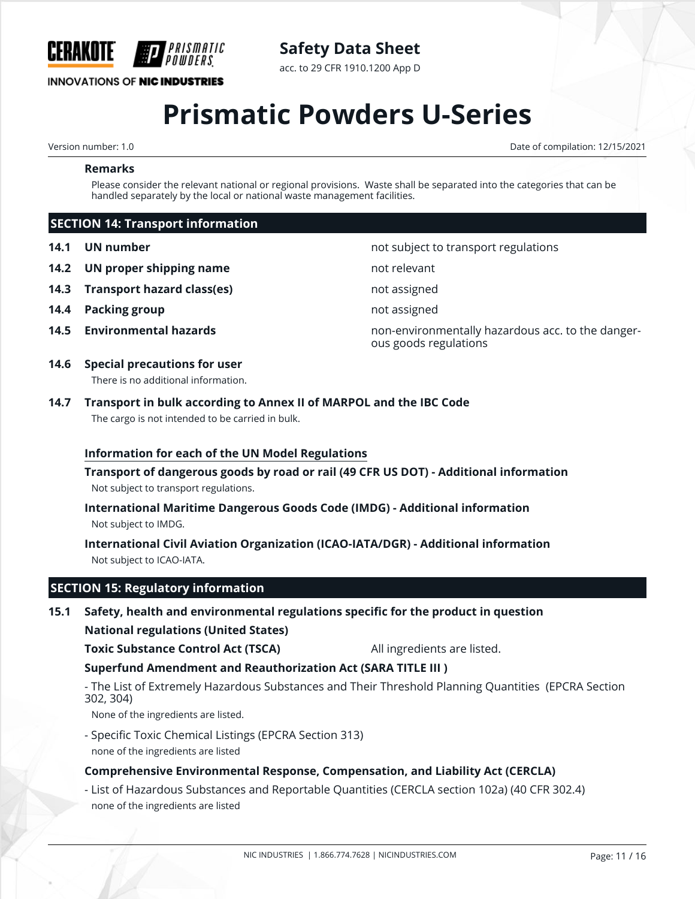**Remarks**

Please consider the relevant national or regional provisions. Waste shall be separated into the categories that can be handled separately by the local or national waste management facilities.

## SECTION 14: Transport information

| | | |
|---|---|---|
| **14.1** | **UN number** | not subject to transport regulations |
| **14.2** | **UN proper shipping name** | not relevant |
| **14.3** | **Transport hazard class(es)** | not assigned |
| **14.4** | **Packing group** | not assigned |
| **14.5** | **Environmental hazards** | non-environmentally hazardous acc. to the dangerous goods regulations |

**14.6 Special precautions for user**

There is no additional information.

**14.7 Transport in bulk according to Annex II of MARPOL and the IBC Code**

The cargo is not intended to be carried in bulk.

**Information for each of the UN Model Regulations**

**Transport of dangerous goods by road or rail (49 CFR US DOT) - Additional information**

Not subject to transport regulations.

**International Maritime Dangerous Goods Code (IMDG) - Additional information**

Not subject to IMDG.

**International Civil Aviation Organization (ICAO-IATA/DGR) - Additional information**

Not subject to ICAO-IATA.

## SECTION 15: Regulatory information

**15.1 Safety, health and environmental regulations specific for the product in question**

**National regulations (United States)**

**Toxic Substance Control Act (TSCA)** All ingredients are listed.

**Superfund Amendment and Reauthorization Act (SARA TITLE III )**

- The List of Extremely Hazardous Substances and Their Threshold Planning Quantities (EPCRA Section 302, 304)

None of the ingredients are listed.

- Specific Toxic Chemical Listings (EPCRA Section 313)

none of the ingredients are listed

**Comprehensive Environmental Response, Compensation, and Liability Act (CERCLA)**

- List of Hazardous Substances and Reportable Quantities (CERCLA section 102a) (40 CFR 302.4)

none of the ingredients are listed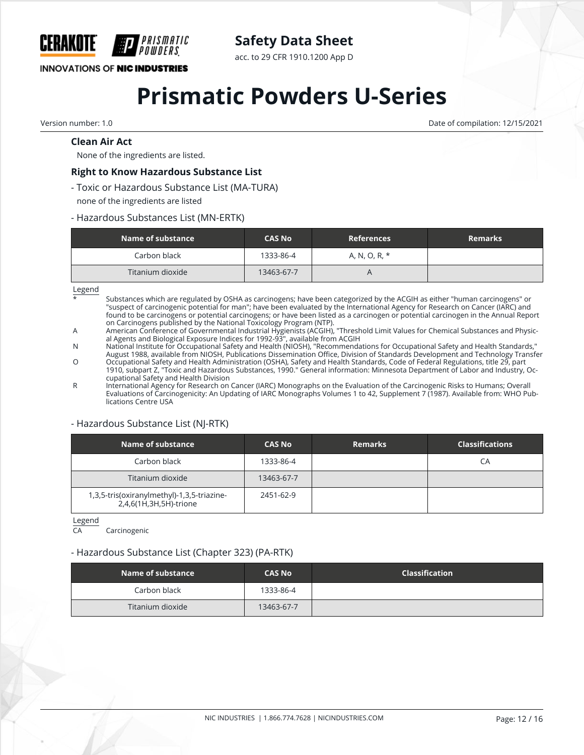### Clean Air Act

None of the ingredients are listed.

### Right to Know Hazardous Substance List

- Toxic or Hazardous Substance List (MA-TURA)

none of the ingredients are listed

- Hazardous Substances List (MN-ERTK)

| Name of substance | CAS No | References | Remarks |
|---|---|---|---|
| Carbon black | 1333-86-4 | A, N, O, R, * | |
| Titanium dioxide | 13463-67-7 | A | |

Legend

| | |
|---|---|
| * | Substances which are regulated by OSHA as carcinogens; have been categorized by the ACGIH as either "human carcinogens" or "suspect of carcinogenic potential for man"; have been evaluated by the International Agency for Research on Cancer (IARC) and found to be carcinogens or potential carcinogens; or have been listed as a carcinogen or potential carcinogen in the Annual Report on Carcinogens published by the National Toxicology Program (NTP). |
| A | American Conference of Governmental Industrial Hygienists (ACGIH), "Threshold Limit Values for Chemical Substances and Physical Agents and Biological Exposure Indices for 1992-93", available from ACGIH |
| N | National Institute for Occupational Safety and Health (NIOSH), "Recommendations for Occupational Safety and Health Standards," August 1988, available from NIOSH, Publications Dissemination Office, Division of Standards Development and Technology Transfer |
| O | Occupational Safety and Health Administration (OSHA), Safety and Health Standards, Code of Federal Regulations, title 29, part 1910, subpart Z, "Toxic and Hazardous Substances, 1990." General information: Minnesota Department of Labor and Industry, Occupational Safety and Health Division |
| R | International Agency for Research on Cancer (IARC) Monographs on the Evaluation of the Carcinogenic Risks to Humans; Overall Evaluations of Carcinogenicity: An Updating of IARC Monographs Volumes 1 to 42, Supplement 7 (1987). Available from: WHO Publications Centre USA |

- Hazardous Substance List (NJ-RTK)

| Name of substance | CAS No | Remarks | Classifications |
|---|---|---|---|
| Carbon black | 1333-86-4 | | CA |
| Titanium dioxide | 13463-67-7 | | |
| 1,3,5-tris(oxiranylmethyl)-1,3,5-triazine-2,4,6(1H,3H,5H)-trione | 2451-62-9 | | |

Legend

| | |
|---|---|
| CA | Carcinogenic |

- Hazardous Substance List (Chapter 323) (PA-RTK)

| Name of substance | CAS No | Classification |
|---|---|---|
| Carbon black | 1333-86-4 | |
| Titanium dioxide | 13463-67-7 | |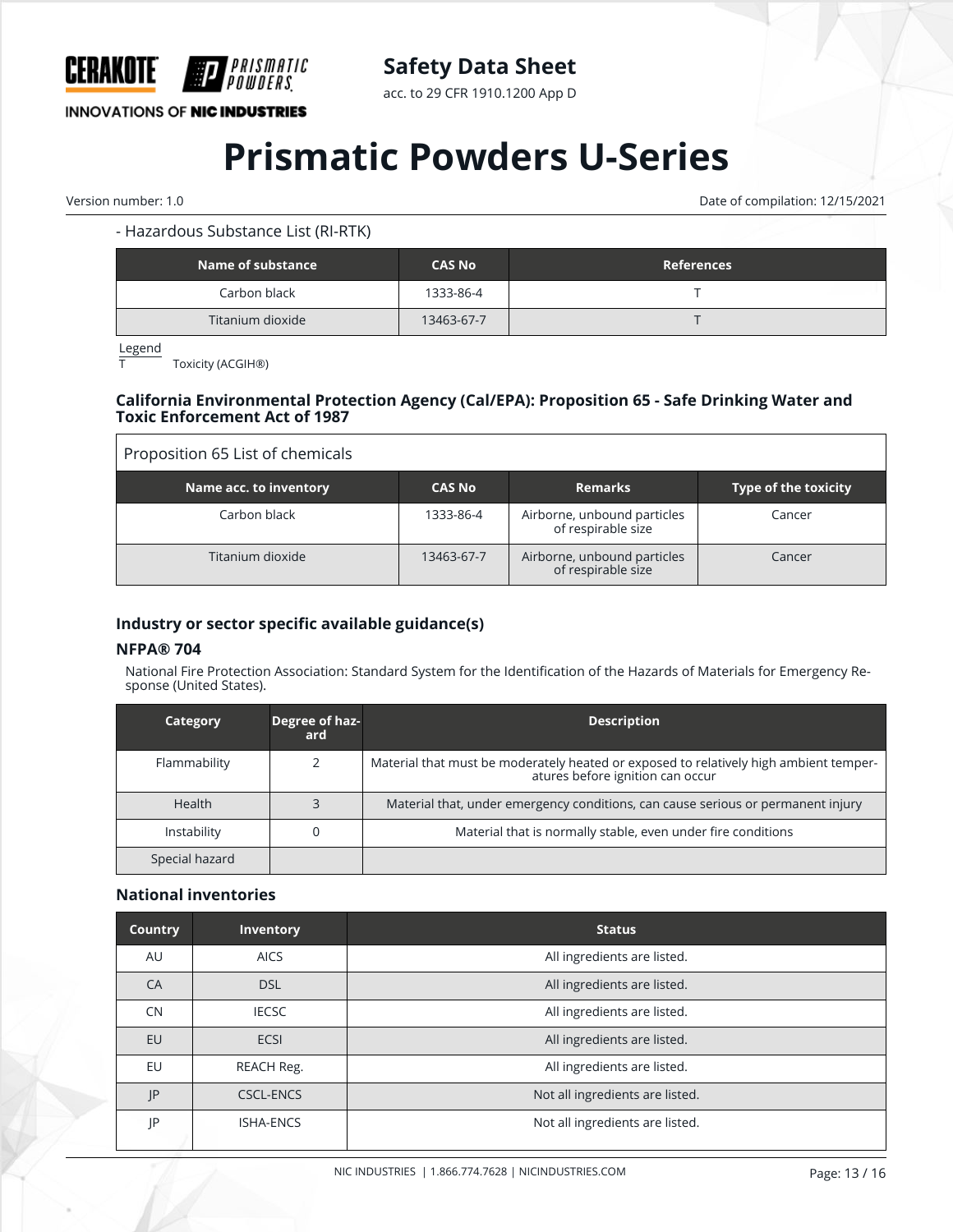- Hazardous Substance List (RI-RTK)

| Name of substance | CAS No | References |
|---|---|---|
| Carbon black | 1333-86-4 | T |
| Titanium dioxide | 13463-67-7 | T |

Legend
T Toxicity (ACGIH®)

### California Environmental Protection Agency (Cal/EPA): Proposition 65 - Safe Drinking Water and Toxic Enforcement Act of 1987

Proposition 65 List of chemicals

| Name acc. to inventory | CAS No | Remarks | Type of the toxicity |
|---|---|---|---|
| Carbon black | 1333-86-4 | Airborne, unbound particles of respirable size | Cancer |
| Titanium dioxide | 13463-67-7 | Airborne, unbound particles of respirable size | Cancer |

### Industry or sector specific available guidance(s)

#### NFPA® 704

National Fire Protection Association: Standard System for the Identification of the Hazards of Materials for Emergency Response (United States).

| Category | Degree of hazard | Description |
|---|---|---|
| Flammability | 2 | Material that must be moderately heated or exposed to relatively high ambient temperatures before ignition can occur |
| Health | 3 | Material that, under emergency conditions, can cause serious or permanent injury |
| Instability | 0 | Material that is normally stable, even under fire conditions |
| Special hazard | | |

### National inventories

| Country | Inventory | Status |
|---|---|---|
| AU | AICS | All ingredients are listed. |
| CA | DSL | All ingredients are listed. |
| CN | IECSC | All ingredients are listed. |
| EU | ECSI | All ingredients are listed. |
| EU | REACH Reg. | All ingredients are listed. |
| JP | CSCL-ENCS | Not all ingredients are listed. |
| JP | ISHA-ENCS | Not all ingredients are listed. |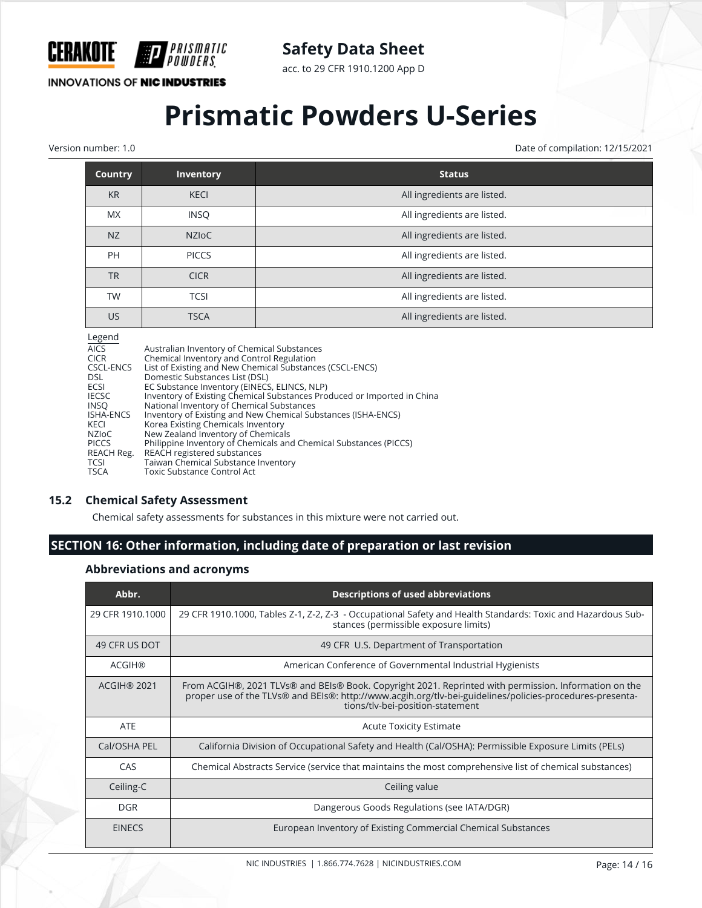| Country | Inventory | Status |
| --- | --- | --- |
| KR | KECI | All ingredients are listed. |
| MX | INSQ | All ingredients are listed. |
| NZ | NZIoC | All ingredients are listed. |
| PH | PICCS | All ingredients are listed. |
| TR | CICR | All ingredients are listed. |
| TW | TCSI | All ingredients are listed. |
| US | TSCA | All ingredients are listed. |

Legend

| | |
| --- | --- |
| AICS | Australian Inventory of Chemical Substances |
| CICR | Chemical Inventory and Control Regulation |
| CSCL-ENCS | List of Existing and New Chemical Substances (CSCL-ENCS) |
| DSL | Domestic Substances List (DSL) |
| ECSI | EC Substance Inventory (EINECS, ELINCS, NLP) |
| IECSC | Inventory of Existing Chemical Substances Produced or Imported in China |
| INSQ | National Inventory of Chemical Substances |
| ISHA-ENCS | Inventory of Existing and New Chemical Substances (ISHA-ENCS) |
| KECI | Korea Existing Chemicals Inventory |
| NZIoC | New Zealand Inventory of Chemicals |
| PICCS | Philippine Inventory of Chemicals and Chemical Substances (PICCS) |
| REACH Reg. | REACH registered substances |
| TCSI | Taiwan Chemical Substance Inventory |
| TSCA | Toxic Substance Control Act |

### 15.2 Chemical Safety Assessment

Chemical safety assessments for substances in this mixture were not carried out.

## SECTION 16: Other information, including date of preparation or last revision

### Abbreviations and acronyms

| Abbr. | Descriptions of used abbreviations |
| --- | --- |
| 29 CFR 1910.1000 | 29 CFR 1910.1000, Tables Z-1, Z-2, Z-3 - Occupational Safety and Health Standards: Toxic and Hazardous Substances (permissible exposure limits) |
| 49 CFR US DOT | 49 CFR U.S. Department of Transportation |
| ACGIH® | American Conference of Governmental Industrial Hygienists |
| ACGIH® 2021 | From ACGIH®, 2021 TLVs® and BEIs® Book. Copyright 2021. Reprinted with permission. Information on the proper use of the TLVs® and BEIs®: http://www.acgih.org/tlv-bei-guidelines/policies-procedures-presentations/tlv-bei-position-statement |
| ATE | Acute Toxicity Estimate |
| Cal/OSHA PEL | California Division of Occupational Safety and Health (Cal/OSHA): Permissible Exposure Limits (PELs) |
| CAS | Chemical Abstracts Service (service that maintains the most comprehensive list of chemical substances) |
| Ceiling-C | Ceiling value |
| DGR | Dangerous Goods Regulations (see IATA/DGR) |
| EINECS | European Inventory of Existing Commercial Chemical Substances |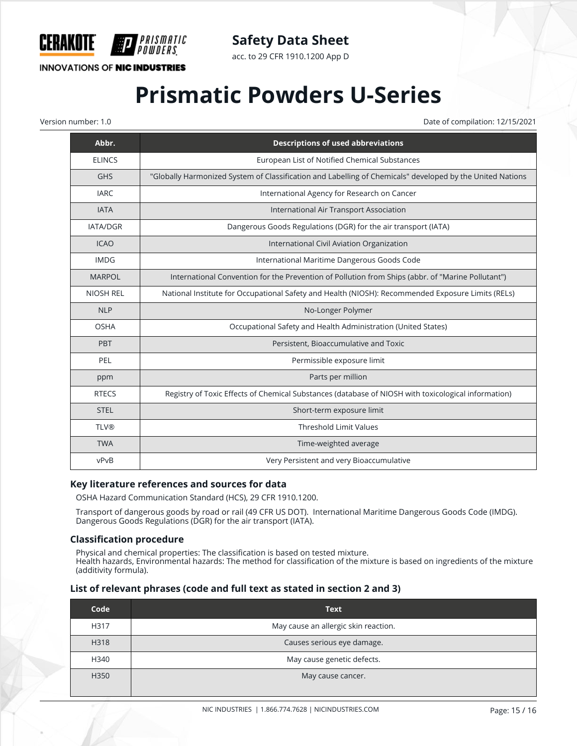| Abbr. | Descriptions of used abbreviations |
|---|---|
| ELINCS | European List of Notified Chemical Substances |
| GHS | "Globally Harmonized System of Classification and Labelling of Chemicals" developed by the United Nations |
| IARC | International Agency for Research on Cancer |
| IATA | International Air Transport Association |
| IATA/DGR | Dangerous Goods Regulations (DGR) for the air transport (IATA) |
| ICAO | International Civil Aviation Organization |
| IMDG | International Maritime Dangerous Goods Code |
| MARPOL | International Convention for the Prevention of Pollution from Ships (abbr. of "Marine Pollutant") |
| NIOSH REL | National Institute for Occupational Safety and Health (NIOSH): Recommended Exposure Limits (RELs) |
| NLP | No-Longer Polymer |
| OSHA | Occupational Safety and Health Administration (United States) |
| PBT | Persistent, Bioaccumulative and Toxic |
| PEL | Permissible exposure limit |
| ppm | Parts per million |
| RTECS | Registry of Toxic Effects of Chemical Substances (database of NIOSH with toxicological information) |
| STEL | Short-term exposure limit |
| TLV® | Threshold Limit Values |
| TWA | Time-weighted average |
| vPvB | Very Persistent and very Bioaccumulative |

### Key literature references and sources for data

OSHA Hazard Communication Standard (HCS), 29 CFR 1910.1200.

Transport of dangerous goods by road or rail (49 CFR US DOT). International Maritime Dangerous Goods Code (IMDG). Dangerous Goods Regulations (DGR) for the air transport (IATA).

### Classification procedure

Physical and chemical properties: The classification is based on tested mixture.
Health hazards, Environmental hazards: The method for classification of the mixture is based on ingredients of the mixture (additivity formula).

### List of relevant phrases (code and full text as stated in section 2 and 3)

| Code | Text |
|---|---|
| H317 | May cause an allergic skin reaction. |
| H318 | Causes serious eye damage. |
| H340 | May cause genetic defects. |
| H350 | May cause cancer. |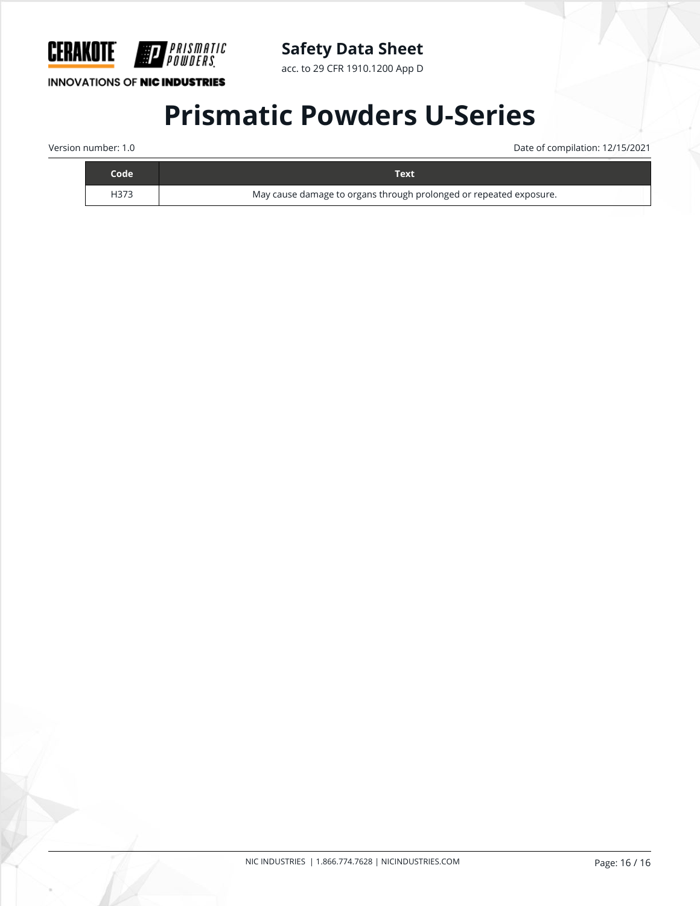| Code | Text |
| --- | --- |
| H373 | May cause damage to organs through prolonged or repeated exposure. |